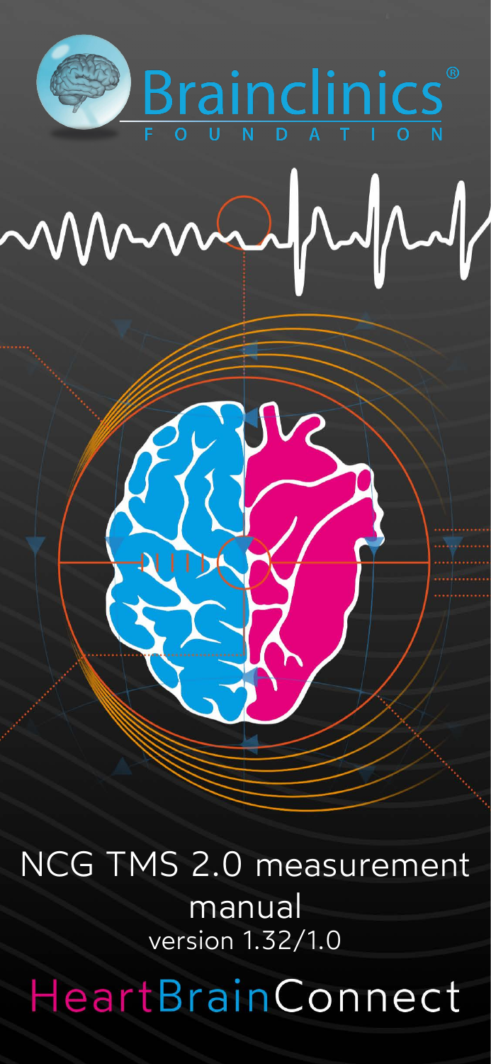Brainclinics®

FOUNDATION

# NCG TMS 2.0 measurement manual

version 1.32/1.0

HeartBrainConnect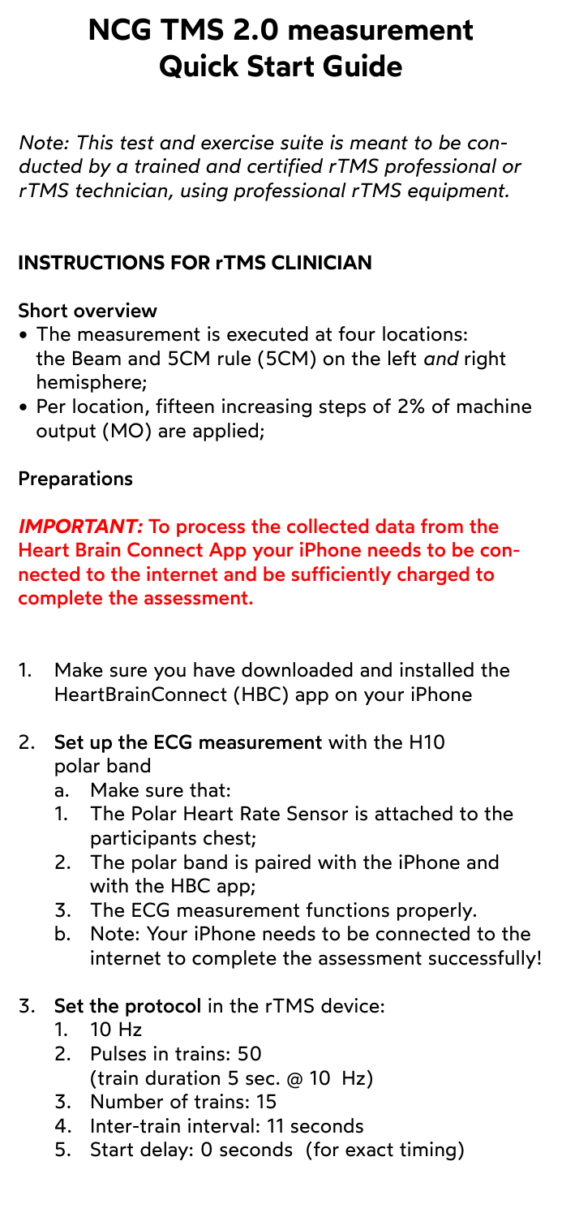# NCG TMS 2.0 measurement Quick Start Guide

*Note: This test and exercise suite is meant to be conducted by a trained and certified rTMS professional or rTMS technician, using professional rTMS equipment.*

## INSTRUCTIONS FOR rTMS CLINICIAN

### Short overview

- The measurement is executed at four locations: the Beam and 5CM rule (5CM) on the left *and* right hemisphere;
- Per location, fifteen increasing steps of 2% of machine output (MO) are applied;

### Preparations

***IMPORTANT:*** **To process the collected data from the Heart Brain Connect App your iPhone needs to be connected to the internet and be sufficiently charged to complete the assessment.**

1. Make sure you have downloaded and installed the HeartBrainConnect (HBC) app on your iPhone
2. **Set up the ECG measurement** with the H10 polar band
   a. Make sure that:
      1. The Polar Heart Rate Sensor is attached to the participants chest;
      2. The polar band is paired with the iPhone and with the HBC app;
      3. The ECG measurement functions properly.

   b. Note: Your iPhone needs to be connected to the internet to complete the assessment successfully!
3. **Set the protocol** in the rTMS device:
   1. 10 Hz
   2. Pulses in trains: 50 (train duration 5 sec. @ 10 Hz)
   3. Number of trains: 15
   4. Inter-train interval: 11 seconds
   5. Start delay: 0 seconds (for exact timing)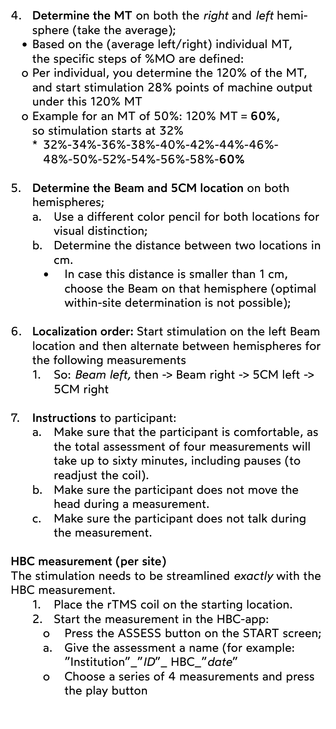4. **Determine the MT** on both the *right* and *left* hemisphere (take the average);
   - Based on the (average left/right) individual MT, the specific steps of %MO are defined:
   - o Per individual, you determine the 120% of the MT, and start stimulation 28% points of machine output under this 120% MT
   - o Example for an MT of 50%: 120% MT = **60%**, so stimulation starts at 32%
     - * 32%-34%-36%-38%-40%-42%-44%-46%-48%-50%-52%-54%-56%-58%-**60%**

5. **Determine the Beam and 5CM location** on both hemispheres;
   a. Use a different color pencil for both locations for visual distinction;
   b. Determine the distance between two locations in cm.
      - In case this distance is smaller than 1 cm, choose the Beam on that hemisphere (optimal within-site determination is not possible);

6. **Localization order:** Start stimulation on the left Beam location and then alternate between hemispheres for the following measurements
   1. So: *Beam left,* then -> Beam right -> 5CM left -> 5CM right

7. **Instructions** to participant:
   a. Make sure that the participant is comfortable, as the total assessment of four measurements will take up to sixty minutes, including pauses (to readjust the coil).
   b. Make sure the participant does not move the head during a measurement.
   c. Make sure the participant does not talk during the measurement.

**HBC measurement (per site)**

The stimulation needs to be streamlined *exactly* with the HBC measurement.

1. Place the rTMS coil on the starting location.
2. Start the measurement in the HBC-app:
   - o Press the ASSESS button on the START screen;
   - a. Give the assessment a name (for example: "Institution"_"*ID*"_ HBC_"*date*"
   - o Choose a series of 4 measurements and press the play button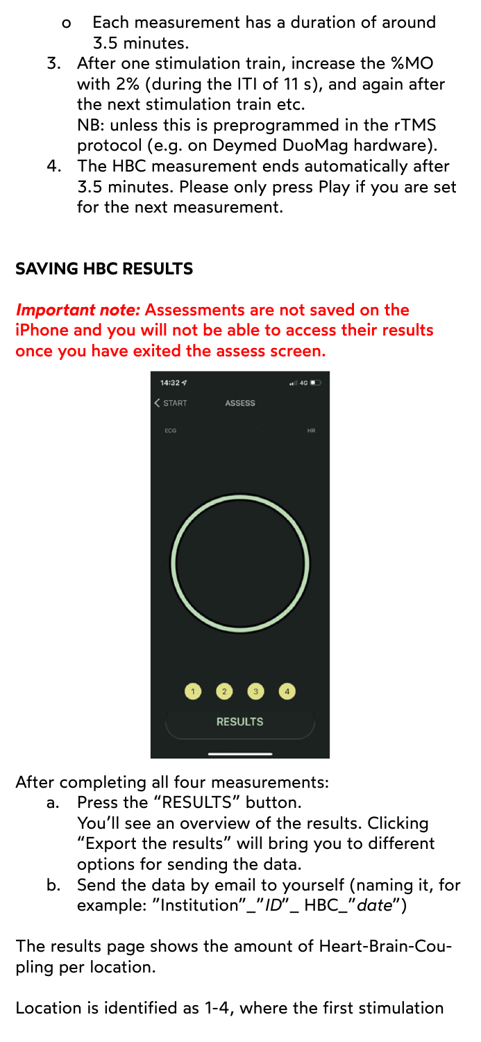- Each measurement has a duration of around 3.5 minutes.

3. After one stimulation train, increase the %MO with 2% (during the ITI of 11 s), and again after the next stimulation train etc.
   NB: unless this is preprogrammed in the rTMS protocol (e.g. on Deymed DuoMag hardware).
4. The HBC measurement ends automatically after 3.5 minutes. Please only press Play if you are set for the next measurement.

## SAVING HBC RESULTS

***Important note:*** **Assessments are not saved on the iPhone and you will not be able to access their results once you have exited the assess screen.**

After completing all four measurements:

a. Press the "RESULTS" button.
   You'll see an overview of the results. Clicking "Export the results" will bring you to different options for sending the data.
b. Send the data by email to yourself (naming it, for example: "Institution"_"*ID*"_ HBC_"*date*")

The results page shows the amount of Heart-Brain-Coupling per location.

Location is identified as 1-4, where the first stimulation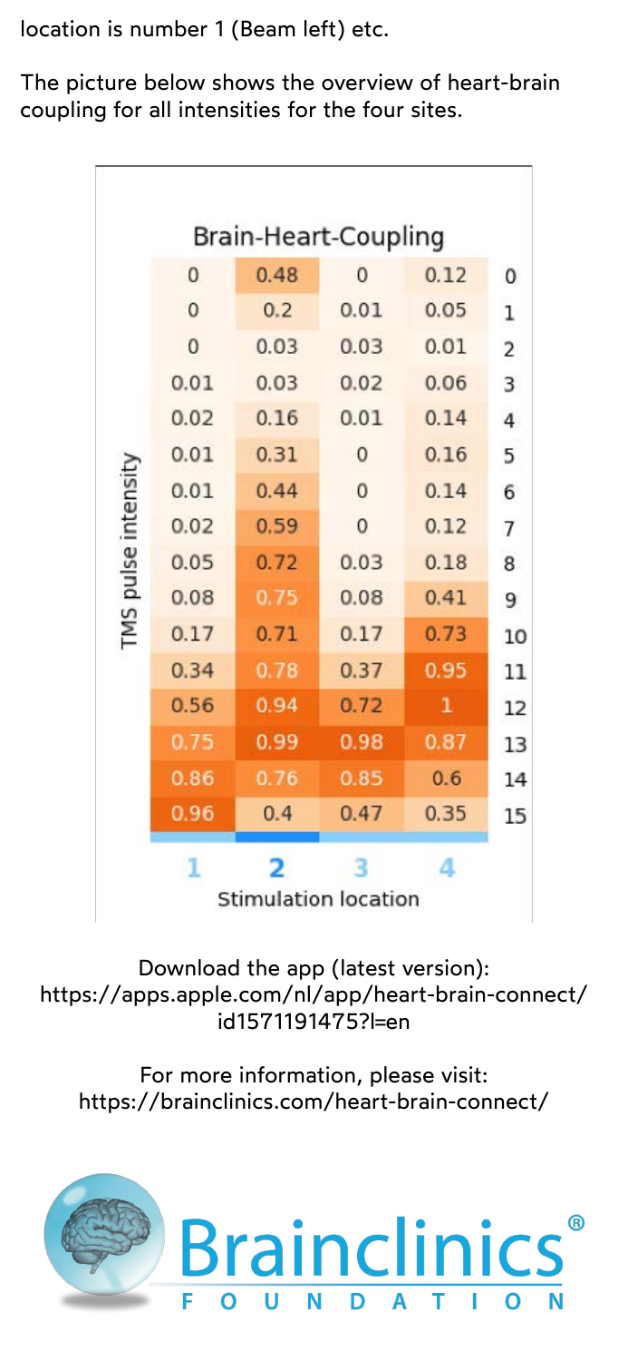location is number 1 (Beam left) etc.

The picture below shows the overview of heart-brain coupling for all intensities for the four sites.

Brain-Heart-Coupling

TMS pulse intensity

0 0.48 0 0.12 0
0 0.2 0.01 0.05 1
0 0.03 0.03 0.01 2
0.01 0.03 0.02 0.06 3
0.02 0.16 0.01 0.14 4
0.01 0.31 0 0.16 5
0.01 0.44 0 0.14 6
0.02 0.59 0 0.12 7
0.05 0.72 0.03 0.18 8
0.08 0.75 0.08 0.41 9
0.17 0.71 0.17 0.73 10
0.34 0.78 0.37 0.95 11
0.56 0.94 0.72 1 12
0.75 0.99 0.98 0.87 13
0.86 0.76 0.85 0.6 14
0.96 0.4 0.47 0.35 15

1 2 3 4

Stimulation location

Download the app (latest version):
https://apps.apple.com/nl/app/heart-brain-connect/id1571191475?l=en

For more information, please visit:
https://brainclinics.com/heart-brain-connect/

Brainclinics® FOUNDATION